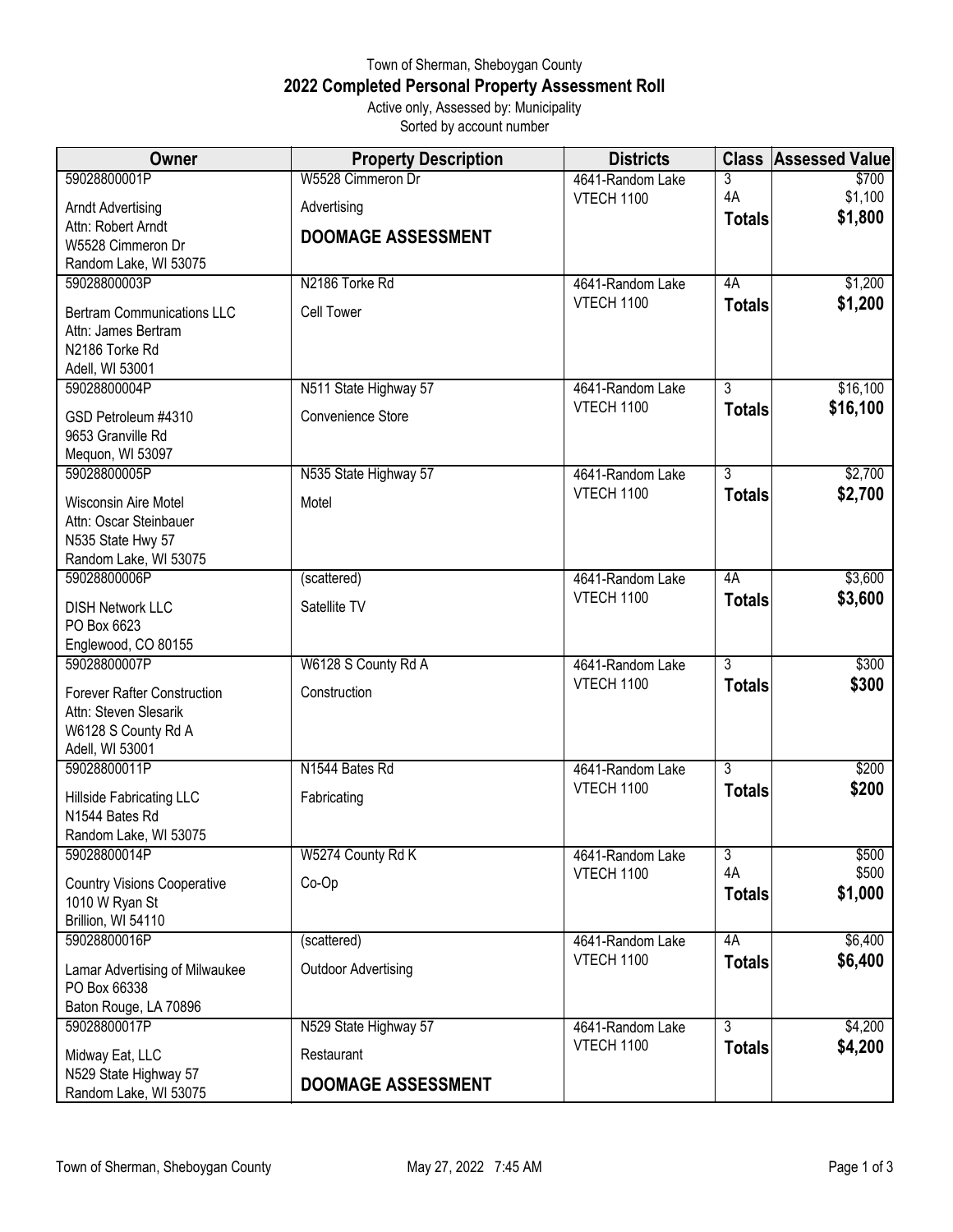Town of Sherman, Sheboygan County

# 2022 Completed Personal Property Assessment Roll

Active only, Assessed by: Municipality

Sorted by account number

| Owner | Property Description | Districts | Class | Assessed Value |
|---|---|---|---|---|
| 59028800001P<br>Arndt Advertising<br>Attn: Robert Arndt<br>W5528 Cimmeron Dr<br>Random Lake, WI 53075 | W5528 Cimmeron Dr<br>Advertising<br>**DOOMAGE ASSESSMENT** | 4641-Random Lake<br>VTECH 1100 | 3<br>4A<br>**Totals** | $700<br>$1,100<br>**$1,800** |
| 59028800003P<br>Bertram Communications LLC<br>Attn: James Bertram<br>N2186 Torke Rd<br>Adell, WI 53001 | N2186 Torke Rd<br>Cell Tower | 4641-Random Lake<br>VTECH 1100 | 4A<br>**Totals** | $1,200<br>**$1,200** |
| 59028800004P<br>GSD Petroleum #4310<br>9653 Granville Rd<br>Mequon, WI 53097 | N511 State Highway 57<br>Convenience Store | 4641-Random Lake<br>VTECH 1100 | 3<br>**Totals** | $16,100<br>**$16,100** |
| 59028800005P<br>Wisconsin Aire Motel<br>Attn: Oscar Steinbauer<br>N535 State Hwy 57<br>Random Lake, WI 53075 | N535 State Highway 57<br>Motel | 4641-Random Lake<br>VTECH 1100 | 3<br>**Totals** | $2,700<br>**$2,700** |
| 59028800006P<br>DISH Network LLC<br>PO Box 6623<br>Englewood, CO 80155 | (scattered)<br>Satellite TV | 4641-Random Lake<br>VTECH 1100 | 4A<br>**Totals** | $3,600<br>**$3,600** |
| 59028800007P<br>Forever Rafter Construction<br>Attn: Steven Slesarik<br>W6128 S County Rd A<br>Adell, WI 53001 | W6128 S County Rd A<br>Construction | 4641-Random Lake<br>VTECH 1100 | 3<br>**Totals** | $300<br>**$300** |
| 59028800011P<br>Hillside Fabricating LLC<br>N1544 Bates Rd<br>Random Lake, WI 53075 | N1544 Bates Rd<br>Fabricating | 4641-Random Lake<br>VTECH 1100 | 3<br>**Totals** | $200<br>**$200** |
| 59028800014P<br>Country Visions Cooperative<br>1010 W Ryan St<br>Brillion, WI 54110 | W5274 County Rd K<br>Co-Op | 4641-Random Lake<br>VTECH 1100 | 3<br>4A<br>**Totals** | $500<br>$500<br>**$1,000** |
| 59028800016P<br>Lamar Advertising of Milwaukee<br>PO Box 66338<br>Baton Rouge, LA 70896 | (scattered)<br>Outdoor Advertising | 4641-Random Lake<br>VTECH 1100 | 4A<br>**Totals** | $6,400<br>**$6,400** |
| 59028800017P<br>Midway Eat, LLC<br>N529 State Highway 57<br>Random Lake, WI 53075 | N529 State Highway 57<br>Restaurant<br>**DOOMAGE ASSESSMENT** | 4641-Random Lake<br>VTECH 1100 | 3<br>**Totals** | $4,200<br>**$4,200** |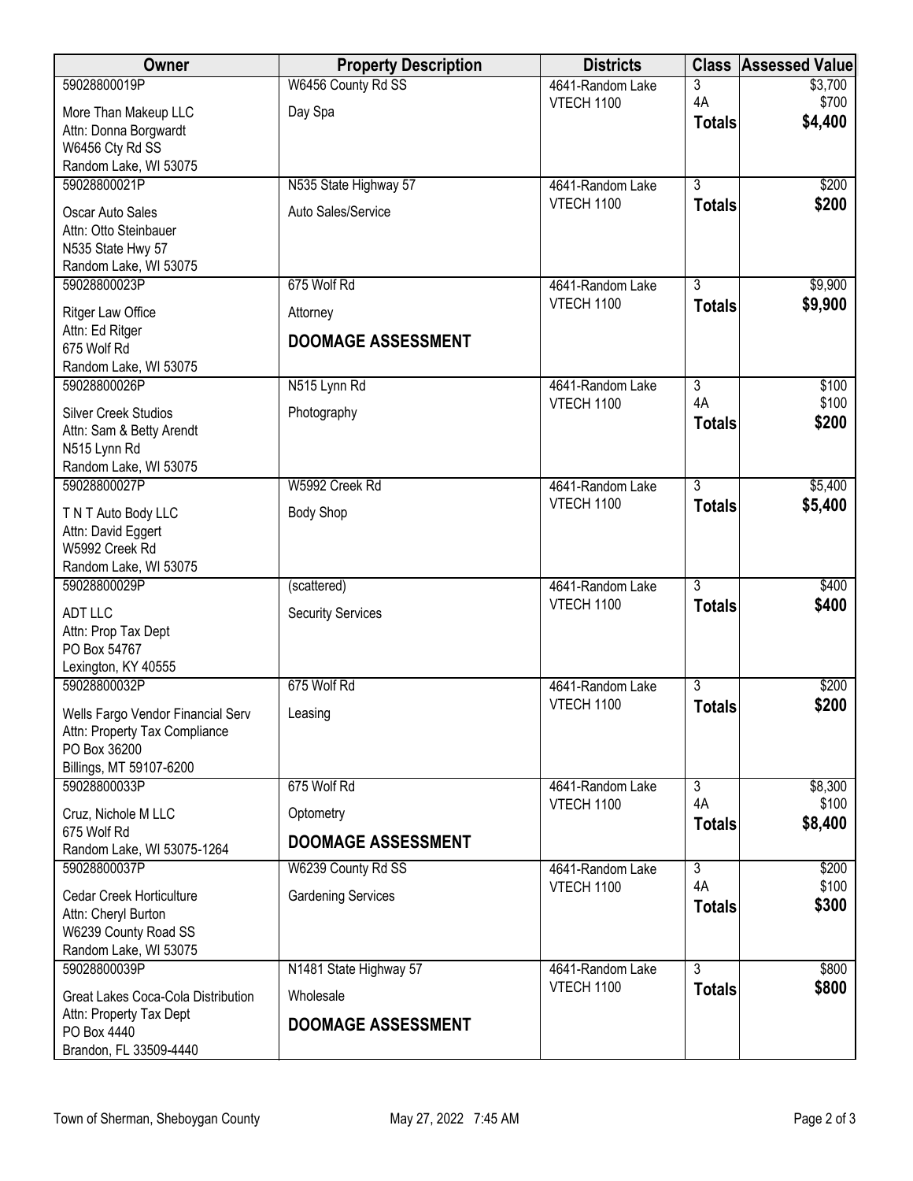| Owner | Property Description | Districts | Class | Assessed Value |
|---|---|---|---|---|
| 59028800019P<br>More Than Makeup LLC<br>Attn: Donna Borgwardt<br>W6456 Cty Rd SS<br>Random Lake, WI 53075 | W6456 County Rd SS<br>Day Spa | 4641-Random Lake<br>VTECH 1100 | 3<br>4A<br>**Totals** | \$3,700<br>\$700<br>**\$4,400** |
| 59028800021P<br>Oscar Auto Sales<br>Attn: Otto Steinbauer<br>N535 State Hwy 57<br>Random Lake, WI 53075 | N535 State Highway 57<br>Auto Sales/Service | 4641-Random Lake<br>VTECH 1100 | 3<br>**Totals** | \$200<br>**\$200** |
| 59028800023P<br>Ritger Law Office<br>Attn: Ed Ritger<br>675 Wolf Rd<br>Random Lake, WI 53075 | 675 Wolf Rd<br>Attorney<br>**DOOMAGE ASSESSMENT** | 4641-Random Lake<br>VTECH 1100 | 3<br>**Totals** | \$9,900<br>**\$9,900** |
| 59028800026P<br>Silver Creek Studios<br>Attn: Sam & Betty Arendt<br>N515 Lynn Rd<br>Random Lake, WI 53075 | N515 Lynn Rd<br>Photography | 4641-Random Lake<br>VTECH 1100 | 3<br>4A<br>**Totals** | \$100<br>\$100<br>**\$200** |
| 59028800027P<br>T N T Auto Body LLC<br>Attn: David Eggert<br>W5992 Creek Rd<br>Random Lake, WI 53075 | W5992 Creek Rd<br>Body Shop | 4641-Random Lake<br>VTECH 1100 | 3<br>**Totals** | \$5,400<br>**\$5,400** |
| 59028800029P<br>ADT LLC<br>Attn: Prop Tax Dept<br>PO Box 54767<br>Lexington, KY 40555 | (scattered)<br>Security Services | 4641-Random Lake<br>VTECH 1100 | 3<br>**Totals** | \$400<br>**\$400** |
| 59028800032P<br>Wells Fargo Vendor Financial Serv<br>Attn: Property Tax Compliance<br>PO Box 36200<br>Billings, MT 59107-6200 | 675 Wolf Rd<br>Leasing | 4641-Random Lake<br>VTECH 1100 | 3<br>**Totals** | \$200<br>**\$200** |
| 59028800033P<br>Cruz, Nichole M LLC<br>675 Wolf Rd<br>Random Lake, WI 53075-1264 | 675 Wolf Rd<br>Optometry<br>**DOOMAGE ASSESSMENT** | 4641-Random Lake<br>VTECH 1100 | 3<br>4A<br>**Totals** | \$8,300<br>\$100<br>**\$8,400** |
| 59028800037P<br>Cedar Creek Horticulture<br>Attn: Cheryl Burton<br>W6239 County Road SS<br>Random Lake, WI 53075 | W6239 County Rd SS<br>Gardening Services | 4641-Random Lake<br>VTECH 1100 | 3<br>4A<br>**Totals** | \$200<br>\$100<br>**\$300** |
| 59028800039P<br>Great Lakes Coca-Cola Distribution<br>Attn: Property Tax Dept<br>PO Box 4440<br>Brandon, FL 33509-4440 | N1481 State Highway 57<br>Wholesale<br>**DOOMAGE ASSESSMENT** | 4641-Random Lake<br>VTECH 1100 | 3<br>**Totals** | \$800<br>**\$800** |

Town of Sherman, Sheboygan County    May 27, 2022 7:45 AM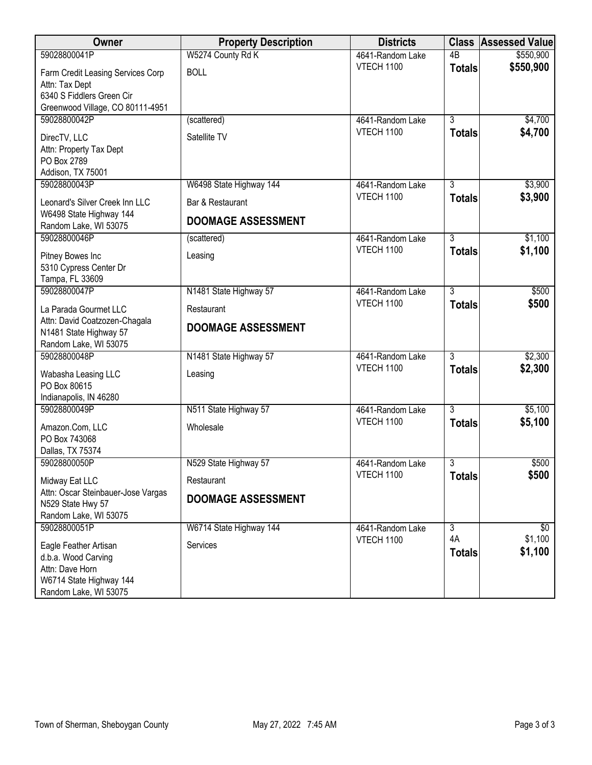| Owner | Property Description | Districts | Class | Assessed Value |
| --- | --- | --- | --- | --- |
| 59028800041P<br>Farm Credit Leasing Services Corp<br>Attn: Tax Dept<br>6340 S Fiddlers Green Cir<br>Greenwood Village, CO 80111-4951 | W5274 County Rd K<br>BOLL | 4641-Random Lake<br>VTECH 1100 | 4B<br>**Totals** | $550,900<br>**$550,900** |
| 59028800042P<br>DirecTV, LLC<br>Attn: Property Tax Dept<br>PO Box 2789<br>Addison, TX 75001 | (scattered)<br>Satellite TV | 4641-Random Lake<br>VTECH 1100 | 3<br>**Totals** | $4,700<br>**$4,700** |
| 59028800043P<br>Leonard's Silver Creek Inn LLC<br>W6498 State Highway 144<br>Random Lake, WI 53075 | W6498 State Highway 144<br>Bar & Restaurant<br>**DOOMAGE ASSESSMENT** | 4641-Random Lake<br>VTECH 1100 | 3<br>**Totals** | $3,900<br>**$3,900** |
| 59028800046P<br>Pitney Bowes Inc<br>5310 Cypress Center Dr<br>Tampa, FL 33609 | (scattered)<br>Leasing | 4641-Random Lake<br>VTECH 1100 | 3<br>**Totals** | $1,100<br>**$1,100** |
| 59028800047P<br>La Parada Gourmet LLC<br>Attn: David Coatzozen-Chagala<br>N1481 State Highway 57<br>Random Lake, WI 53075 | N1481 State Highway 57<br>Restaurant<br>**DOOMAGE ASSESSMENT** | 4641-Random Lake<br>VTECH 1100 | 3<br>**Totals** | $500<br>**$500** |
| 59028800048P<br>Wabasha Leasing LLC<br>PO Box 80615<br>Indianapolis, IN 46280 | N1481 State Highway 57<br>Leasing | 4641-Random Lake<br>VTECH 1100 | 3<br>**Totals** | $2,300<br>**$2,300** |
| 59028800049P<br>Amazon.Com, LLC<br>PO Box 743068<br>Dallas, TX 75374 | N511 State Highway 57<br>Wholesale | 4641-Random Lake<br>VTECH 1100 | 3<br>**Totals** | $5,100<br>**$5,100** |
| 59028800050P<br>Midway Eat LLC<br>Attn: Oscar Steinbauer-Jose Vargas<br>N529 State Hwy 57<br>Random Lake, WI 53075 | N529 State Highway 57<br>Restaurant<br>**DOOMAGE ASSESSMENT** | 4641-Random Lake<br>VTECH 1100 | 3<br>**Totals** | $500<br>**$500** |
| 59028800051P<br>Eagle Feather Artisan<br>d.b.a. Wood Carving<br>Attn: Dave Horn<br>W6714 State Highway 144<br>Random Lake, WI 53075 | W6714 State Highway 144<br>Services | 4641-Random Lake<br>VTECH 1100 | 3<br>4A<br>**Totals** | $0<br>$1,100<br>**$1,100** |

Town of Sherman, Sheboygan County May 27, 2022 7:45 AM